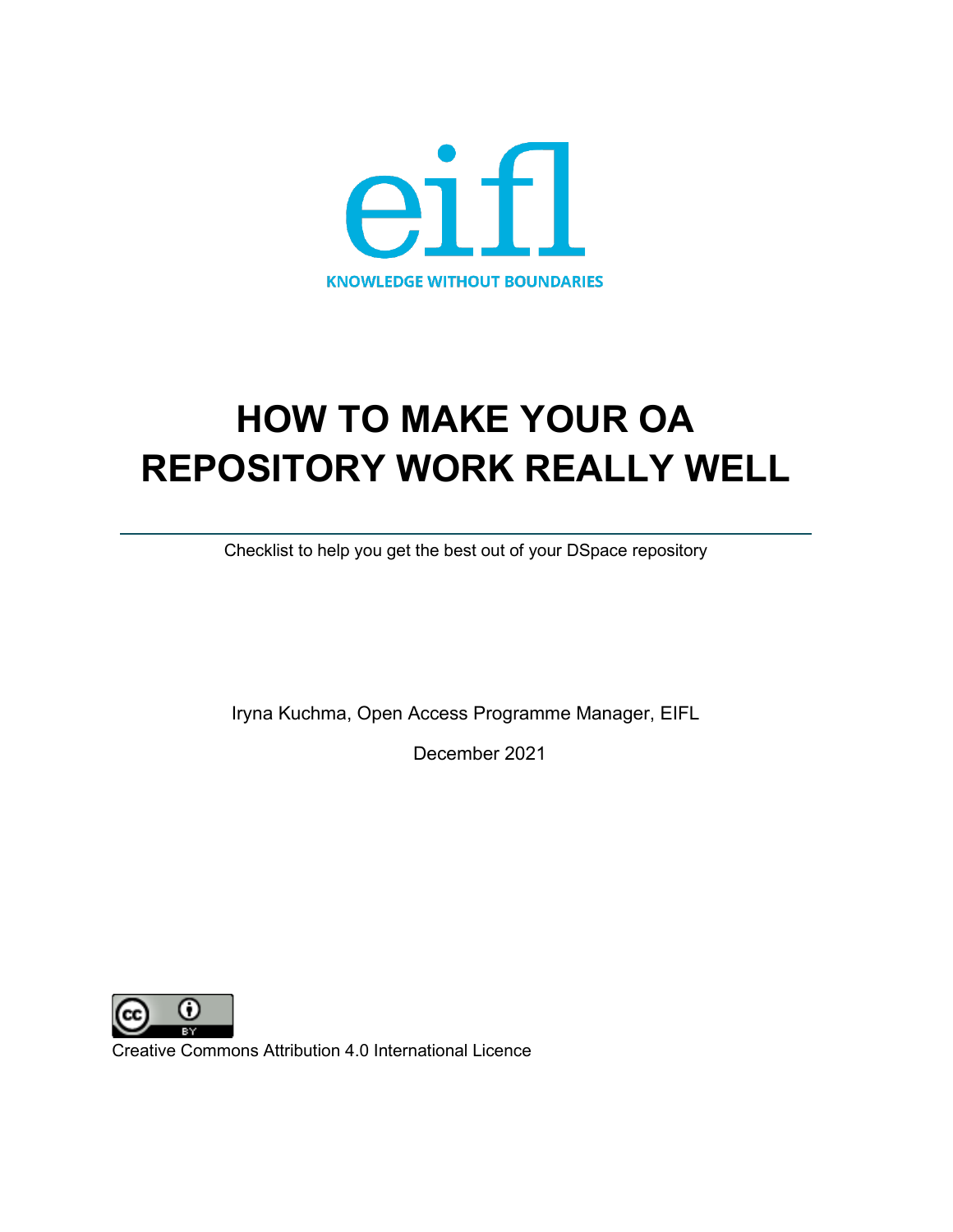eifl

KNOWLEDGE WITHOUT BOUNDARIES

# HOW TO MAKE YOUR OA REPOSITORY WORK REALLY WELL

Checklist to help you get the best out of your DSpace repository

Iryna Kuchma, Open Access Programme Manager, EIFL

December 2021

Creative Commons Attribution 4.0 International Licence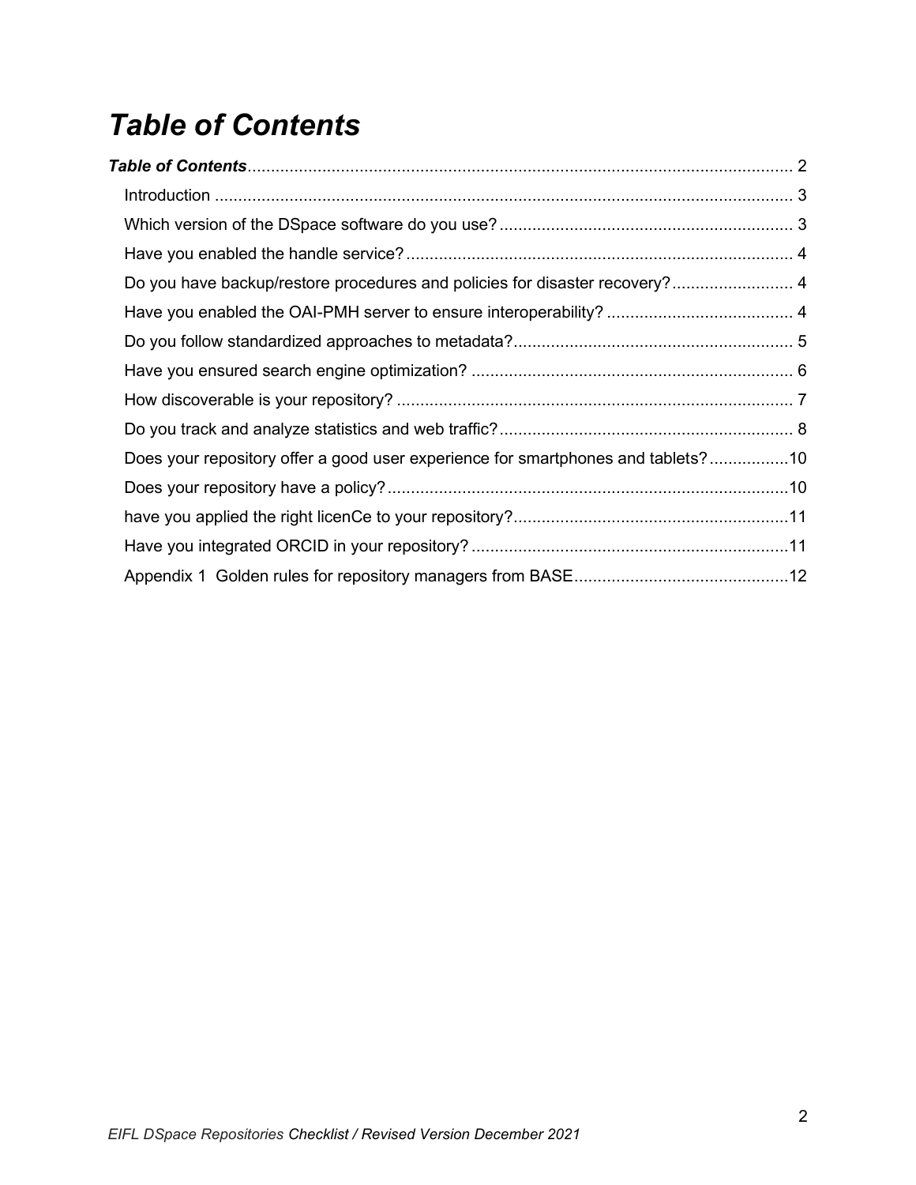# *Table of Contents*

***Table of Contents*** ..... 2

- Introduction ..... 3
- Which version of the DSpace software do you use? ..... 3
- Have you enabled the handle service? ..... 4
- Do you have backup/restore procedures and policies for disaster recovery? ..... 4
- Have you enabled the OAI-PMH server to ensure interoperability? ..... 4
- Do you follow standardized approaches to metadata? ..... 5
- Have you ensured search engine optimization? ..... 6
- How discoverable is your repository? ..... 7
- Do you track and analyze statistics and web traffic? ..... 8
- Does your repository offer a good user experience for smartphones and tablets? ..... 10
- Does your repository have a policy? ..... 10
- have you applied the right licenCe to your repository? ..... 11
- Have you integrated ORCID in your repository? ..... 11
- Appendix 1 Golden rules for repository managers from BASE ..... 12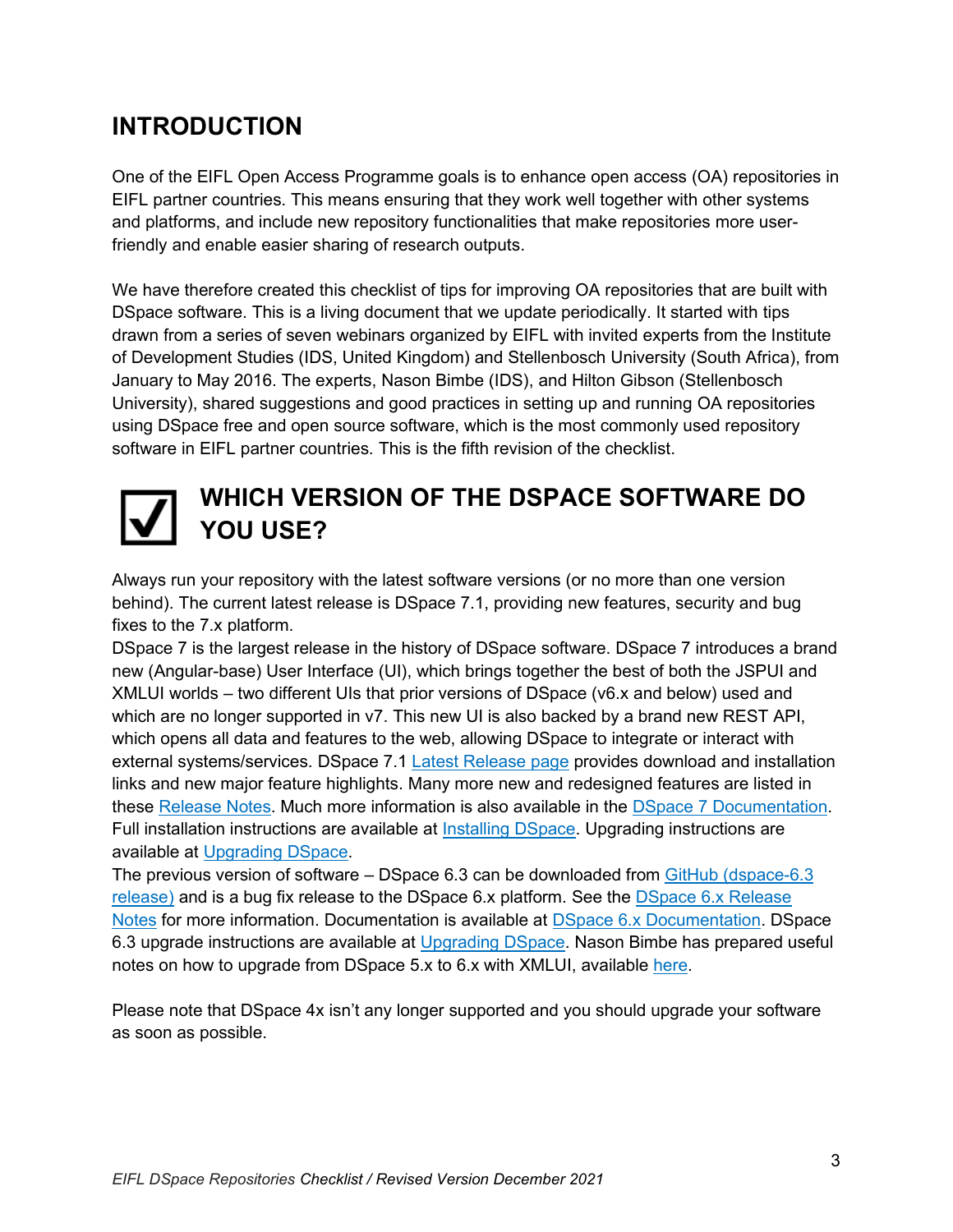# INTRODUCTION

One of the EIFL Open Access Programme goals is to enhance open access (OA) repositories in EIFL partner countries. This means ensuring that they work well together with other systems and platforms, and include new repository functionalities that make repositories more user-friendly and enable easier sharing of research outputs.

We have therefore created this checklist of tips for improving OA repositories that are built with DSpace software. This is a living document that we update periodically. It started with tips drawn from a series of seven webinars organized by EIFL with invited experts from the Institute of Development Studies (IDS, United Kingdom) and Stellenbosch University (South Africa), from January to May 2016. The experts, Nason Bimbe (IDS), and Hilton Gibson (Stellenbosch University), shared suggestions and good practices in setting up and running OA repositories using DSpace free and open source software, which is the most commonly used repository software in EIFL partner countries. This is the fifth revision of the checklist.

## ☑ WHICH VERSION OF THE DSPACE SOFTWARE DO YOU USE?

Always run your repository with the latest software versions (or no more than one version behind). The current latest release is DSpace 7.1, providing new features, security and bug fixes to the 7.x platform.

DSpace 7 is the largest release in the history of DSpace software. DSpace 7 introduces a brand new (Angular-base) User Interface (UI), which brings together the best of both the JSPUI and XMLUI worlds – two different UIs that prior versions of DSpace (v6.x and below) used and which are no longer supported in v7. This new UI is also backed by a brand new REST API, which opens all data and features to the web, allowing DSpace to integrate or interact with external systems/services. DSpace 7.1 Latest Release page provides download and installation links and new major feature highlights. Many more new and redesigned features are listed in these Release Notes. Much more information is also available in the DSpace 7 Documentation. Full installation instructions are available at Installing DSpace. Upgrading instructions are available at Upgrading DSpace.

The previous version of software – DSpace 6.3 can be downloaded from GitHub (dspace-6.3 release) and is a bug fix release to the DSpace 6.x platform. See the DSpace 6.x Release Notes for more information. Documentation is available at DSpace 6.x Documentation. DSpace 6.3 upgrade instructions are available at Upgrading DSpace. Nason Bimbe has prepared useful notes on how to upgrade from DSpace 5.x to 6.x with XMLUI, available here.

Please note that DSpace 4x isn't any longer supported and you should upgrade your software as soon as possible.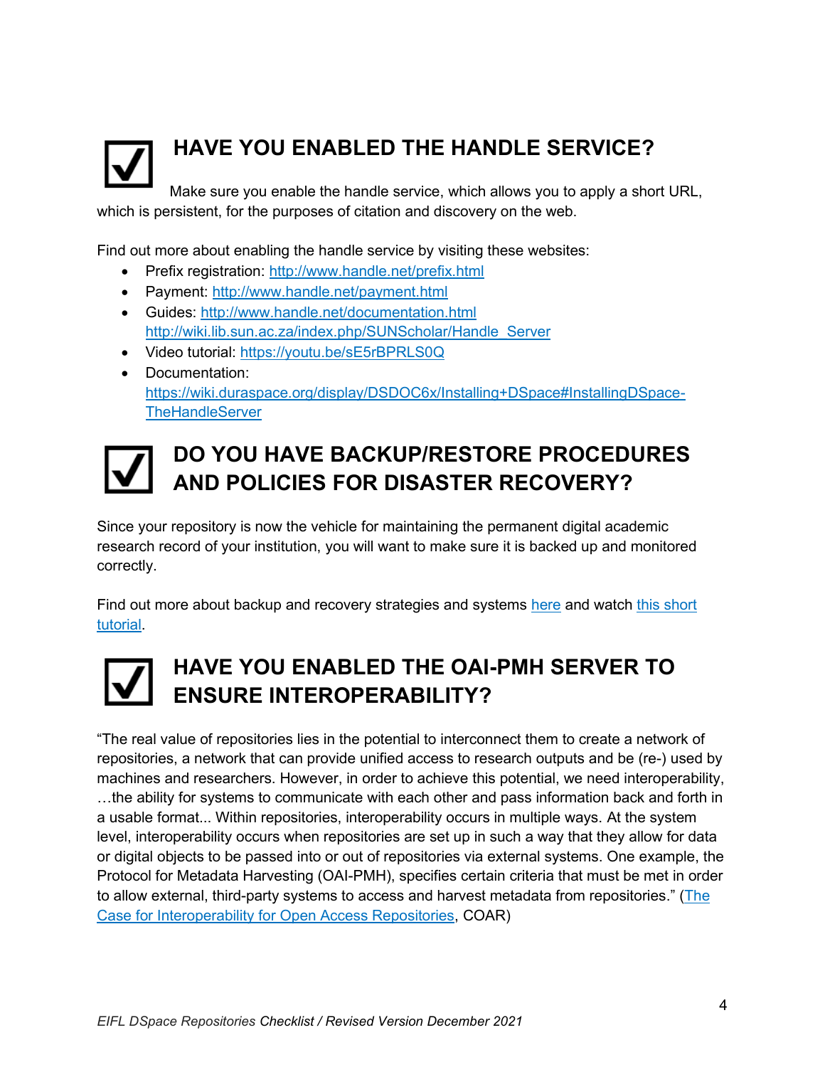## ☑ HAVE YOU ENABLED THE HANDLE SERVICE?

Make sure you enable the handle service, which allows you to apply a short URL, which is persistent, for the purposes of citation and discovery on the web.

Find out more about enabling the handle service by visiting these websites:

- Prefix registration: http://www.handle.net/prefix.html
- Payment: http://www.handle.net/payment.html
- Guides: http://www.handle.net/documentation.html
  http://wiki.lib.sun.ac.za/index.php/SUNScholar/Handle_Server
- Video tutorial: https://youtu.be/sE5rBPRLS0Q
- Documentation:
  https://wiki.duraspace.org/display/DSDOC6x/Installing+DSpace#InstallingDSpace-TheHandleServer

## ☑ DO YOU HAVE BACKUP/RESTORE PROCEDURES AND POLICIES FOR DISASTER RECOVERY?

Since your repository is now the vehicle for maintaining the permanent digital academic research record of your institution, you will want to make sure it is backed up and monitored correctly.

Find out more about backup and recovery strategies and systems here and watch this short tutorial.

## ☑ HAVE YOU ENABLED THE OAI-PMH SERVER TO ENSURE INTEROPERABILITY?

"The real value of repositories lies in the potential to interconnect them to create a network of repositories, a network that can provide unified access to research outputs and be (re-) used by machines and researchers. However, in order to achieve this potential, we need interoperability, …the ability for systems to communicate with each other and pass information back and forth in a usable format... Within repositories, interoperability occurs in multiple ways. At the system level, interoperability occurs when repositories are set up in such a way that they allow for data or digital objects to be passed into or out of repositories via external systems. One example, the Protocol for Metadata Harvesting (OAI-PMH), specifies certain criteria that must be met in order to allow external, third-party systems to access and harvest metadata from repositories." (The Case for Interoperability for Open Access Repositories, COAR)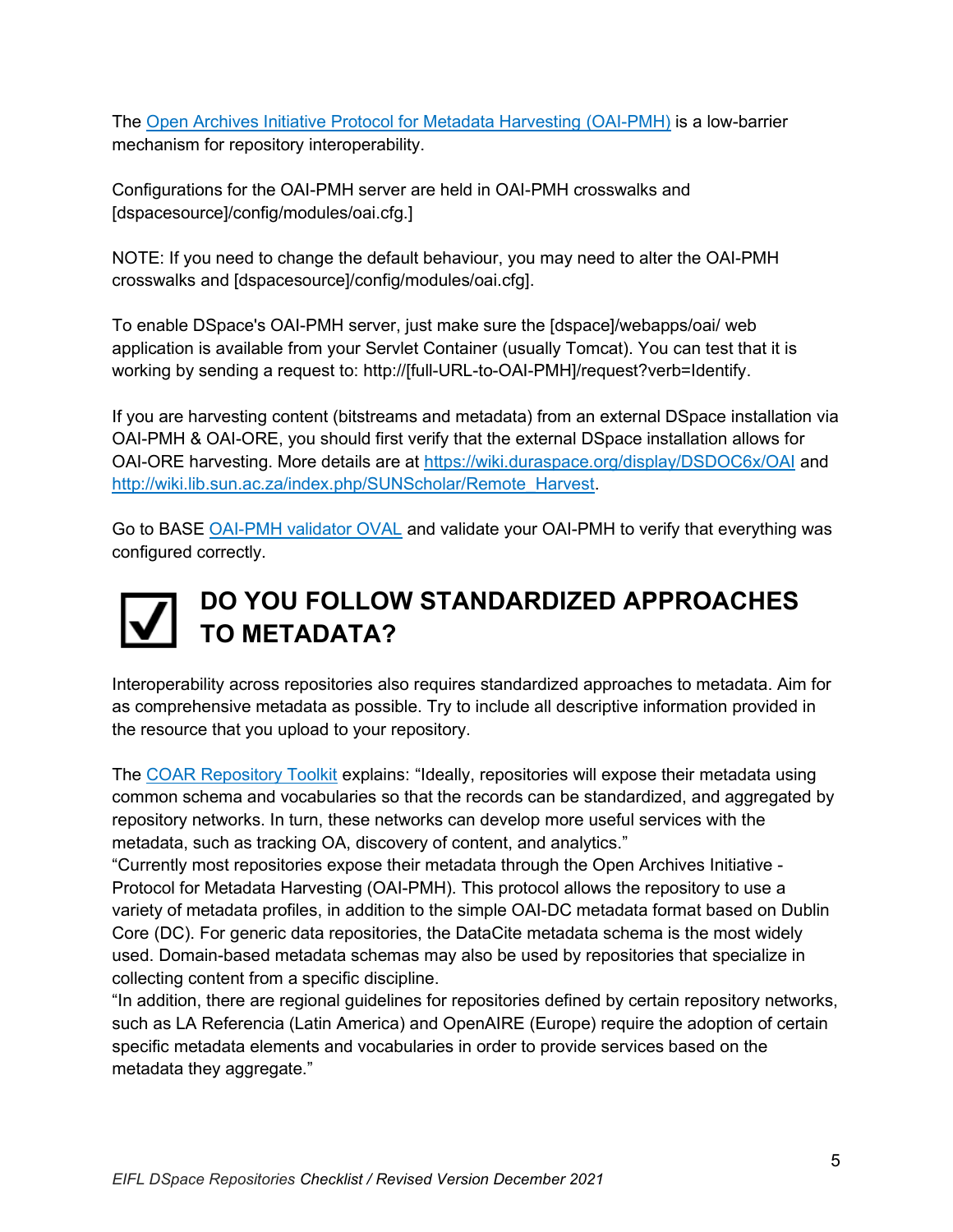The [Open Archives Initiative Protocol for Metadata Harvesting (OAI-PMH)]() is a low-barrier mechanism for repository interoperability.

Configurations for the OAI-PMH server are held in OAI-PMH crosswalks and [dspacesource]/config/modules/oai.cfg.]

NOTE: If you need to change the default behaviour, you may need to alter the OAI-PMH crosswalks and [dspacesource]/config/modules/oai.cfg].

To enable DSpace's OAI-PMH server, just make sure the [dspace]/webapps/oai/ web application is available from your Servlet Container (usually Tomcat). You can test that it is working by sending a request to: http://[full-URL-to-OAI-PMH]/request?verb=Identify.

If you are harvesting content (bitstreams and metadata) from an external DSpace installation via OAI-PMH & OAI-ORE, you should first verify that the external DSpace installation allows for OAI-ORE harvesting. More details are at https://wiki.duraspace.org/display/DSDOC6x/OAI and http://wiki.lib.sun.ac.za/index.php/SUNScholar/Remote_Harvest.

Go to BASE [OAI-PMH validator OVAL]() and validate your OAI-PMH to verify that everything was configured correctly.

## ☑ DO YOU FOLLOW STANDARDIZED APPROACHES TO METADATA?

Interoperability across repositories also requires standardized approaches to metadata. Aim for as comprehensive metadata as possible. Try to include all descriptive information provided in the resource that you upload to your repository.

The [COAR Repository Toolkit]() explains: "Ideally, repositories will expose their metadata using common schema and vocabularies so that the records can be standardized, and aggregated by repository networks. In turn, these networks can develop more useful services with the metadata, such as tracking OA, discovery of content, and analytics."
"Currently most repositories expose their metadata through the Open Archives Initiative - Protocol for Metadata Harvesting (OAI-PMH). This protocol allows the repository to use a variety of metadata profiles, in addition to the simple OAI-DC metadata format based on Dublin Core (DC). For generic data repositories, the DataCite metadata schema is the most widely used. Domain-based metadata schemas may also be used by repositories that specialize in collecting content from a specific discipline.
"In addition, there are regional guidelines for repositories defined by certain repository networks, such as LA Referencia (Latin America) and OpenAIRE (Europe) require the adoption of certain specific metadata elements and vocabularies in order to provide services based on the metadata they aggregate."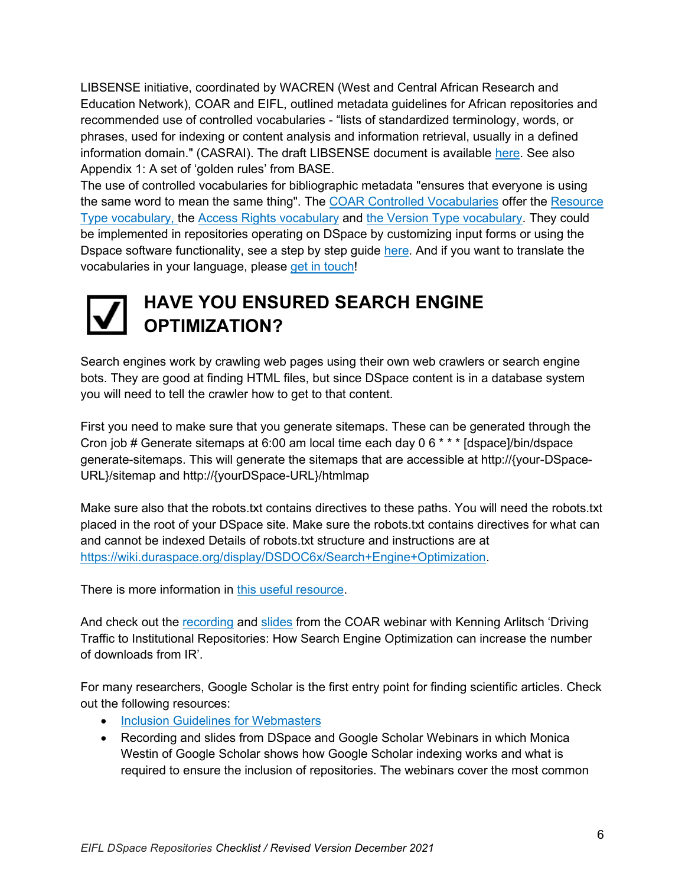LIBSENSE initiative, coordinated by WACREN (West and Central African Research and Education Network), COAR and EIFL, outlined metadata guidelines for African repositories and recommended use of controlled vocabularies - "lists of standardized terminology, words, or phrases, used for indexing or content analysis and information retrieval, usually in a defined information domain." (CASRAI). The draft LIBSENSE document is available here. See also Appendix 1: A set of 'golden rules' from BASE.

The use of controlled vocabularies for bibliographic metadata "ensures that everyone is using the same word to mean the same thing". The COAR Controlled Vocabularies offer the Resource Type vocabulary, the Access Rights vocabulary and the Version Type vocabulary. They could be implemented in repositories operating on DSpace by customizing input forms or using the Dspace software functionality, see a step by step guide here. And if you want to translate the vocabularies in your language, please get in touch!

## ☑ HAVE YOU ENSURED SEARCH ENGINE OPTIMIZATION?

Search engines work by crawling web pages using their own web crawlers or search engine bots. They are good at finding HTML files, but since DSpace content is in a database system you will need to tell the crawler how to get to that content.

First you need to make sure that you generate sitemaps. These can be generated through the Cron job # Generate sitemaps at 6:00 am local time each day 0 6 * * * [dspace]/bin/dspace generate-sitemaps. This will generate the sitemaps that are accessible at http://{your-DSpace-URL}/sitemap and http://{yourDSpace-URL}/htmlmap

Make sure also that the robots.txt contains directives to these paths. You will need the robots.txt placed in the root of your DSpace site. Make sure the robots.txt contains directives for what can and cannot be indexed Details of robots.txt structure and instructions are at https://wiki.duraspace.org/display/DSDOC6x/Search+Engine+Optimization.

There is more information in this useful resource.

And check out the recording and slides from the COAR webinar with Kenning Arlitsch 'Driving Traffic to Institutional Repositories: How Search Engine Optimization can increase the number of downloads from IR'.

For many researchers, Google Scholar is the first entry point for finding scientific articles. Check out the following resources:

- Inclusion Guidelines for Webmasters
- Recording and slides from DSpace and Google Scholar Webinars in which Monica Westin of Google Scholar shows how Google Scholar indexing works and what is required to ensure the inclusion of repositories. The webinars cover the most common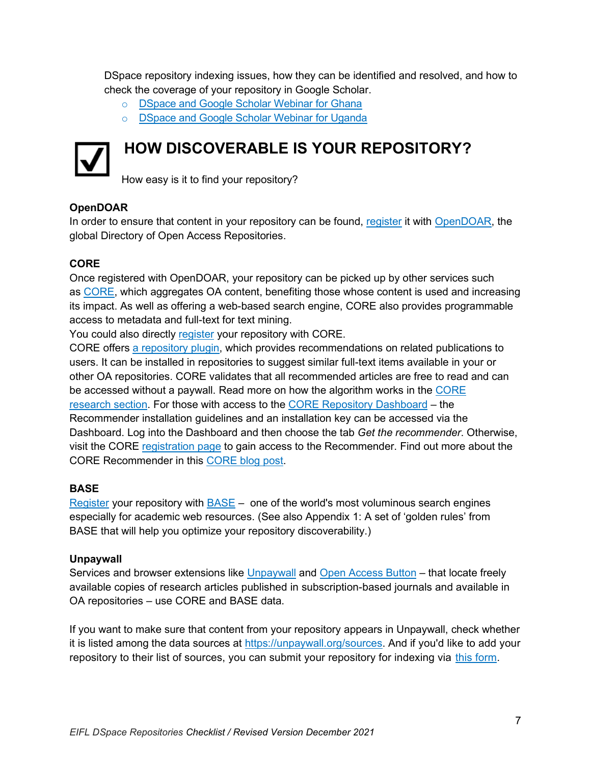DSpace repository indexing issues, how they can be identified and resolved, and how to check the coverage of your repository in Google Scholar.

- DSpace and Google Scholar Webinar for Ghana
- DSpace and Google Scholar Webinar for Uganda

## HOW DISCOVERABLE IS YOUR REPOSITORY?

How easy is it to find your repository?

**OpenDOAR**

In order to ensure that content in your repository can be found, register it with OpenDOAR, the global Directory of Open Access Repositories.

**CORE**

Once registered with OpenDOAR, your repository can be picked up by other services such as CORE, which aggregates OA content, benefiting those whose content is used and increasing its impact. As well as offering a web-based search engine, CORE also provides programmable access to metadata and full-text for text mining.

You could also directly register your repository with CORE.

CORE offers a repository plugin, which provides recommendations on related publications to users. It can be installed in repositories to suggest similar full-text items available in your or other OA repositories. CORE validates that all recommended articles are free to read and can be accessed without a paywall. Read more on how the algorithm works in the CORE research section. For those with access to the CORE Repository Dashboard – the Recommender installation guidelines and an installation key can be accessed via the Dashboard. Log into the Dashboard and then choose the tab *Get the recommender*. Otherwise, visit the CORE registration page to gain access to the Recommender. Find out more about the CORE Recommender in this CORE blog post.

**BASE**

Register your repository with BASE – one of the world's most voluminous search engines especially for academic web resources. (See also Appendix 1: A set of 'golden rules' from BASE that will help you optimize your repository discoverability.)

**Unpaywall**

Services and browser extensions like Unpaywall and Open Access Button – that locate freely available copies of research articles published in subscription-based journals and available in OA repositories – use CORE and BASE data.

If you want to make sure that content from your repository appears in Unpaywall, check whether it is listed among the data sources at https://unpaywall.org/sources. And if you'd like to add your repository to their list of sources, you can submit your repository for indexing via this form.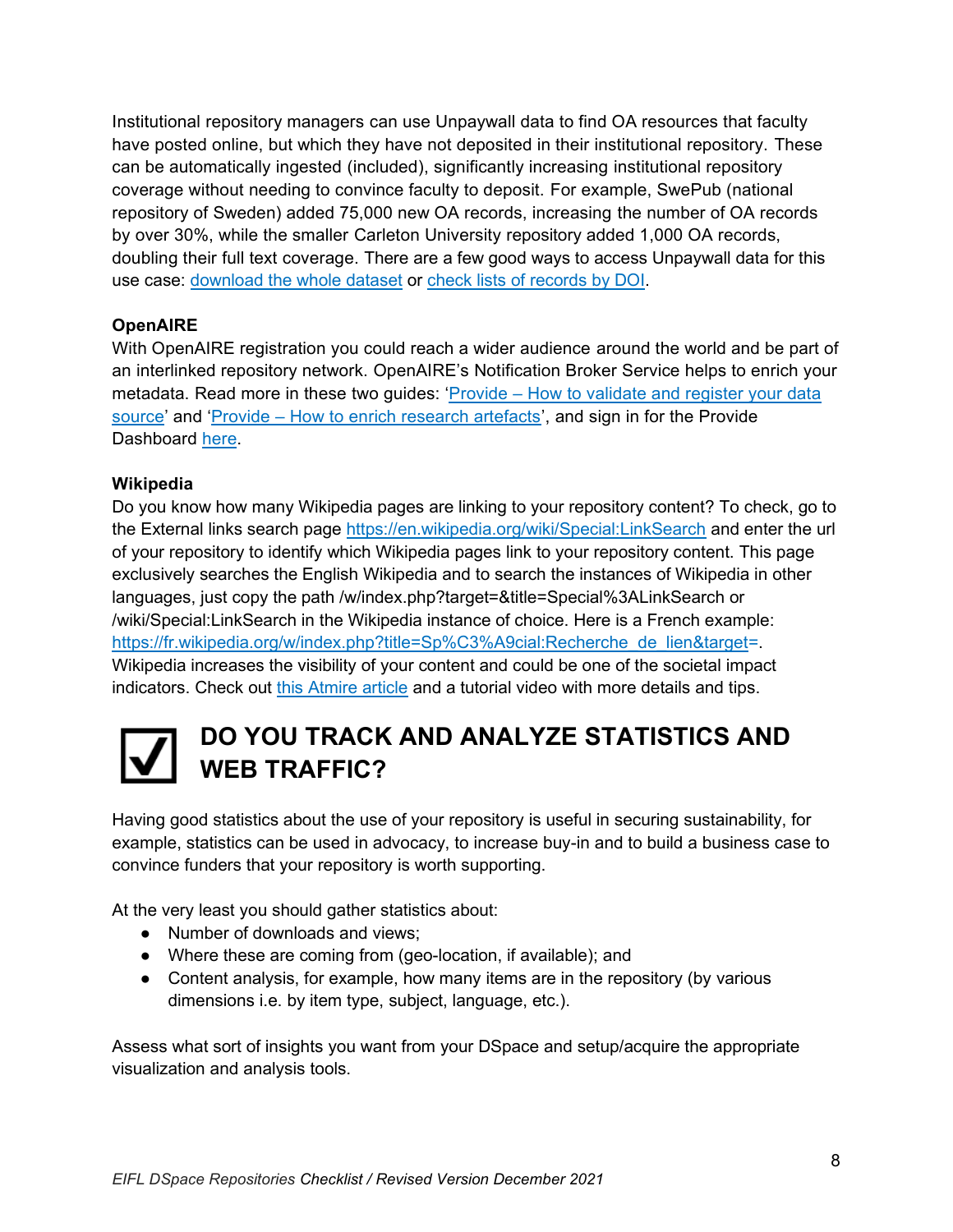Institutional repository managers can use Unpaywall data to find OA resources that faculty have posted online, but which they have not deposited in their institutional repository. These can be automatically ingested (included), significantly increasing institutional repository coverage without needing to convince faculty to deposit. For example, SwePub (national repository of Sweden) added 75,000 new OA records, increasing the number of OA records by over 30%, while the smaller Carleton University repository added 1,000 OA records, doubling their full text coverage. There are a few good ways to access Unpaywall data for this use case: download the whole dataset or check lists of records by DOI.

**OpenAIRE**

With OpenAIRE registration you could reach a wider audience around the world and be part of an interlinked repository network. OpenAIRE's Notification Broker Service helps to enrich your metadata. Read more in these two guides: 'Provide – How to validate and register your data source' and 'Provide – How to enrich research artefacts', and sign in for the Provide Dashboard here.

**Wikipedia**

Do you know how many Wikipedia pages are linking to your repository content? To check, go to the External links search page https://en.wikipedia.org/wiki/Special:LinkSearch and enter the url of your repository to identify which Wikipedia pages link to your repository content. This page exclusively searches the English Wikipedia and to search the instances of Wikipedia in other languages, just copy the path /w/index.php?target=&title=Special%3ALinkSearch or /wiki/Special:LinkSearch in the Wikipedia instance of choice. Here is a French example: https://fr.wikipedia.org/w/index.php?title=Sp%C3%A9cial:Recherche_de_lien&target=. Wikipedia increases the visibility of your content and could be one of the societal impact indicators. Check out this Atmire article and a tutorial video with more details and tips.

## ☑ DO YOU TRACK AND ANALYZE STATISTICS AND WEB TRAFFIC?

Having good statistics about the use of your repository is useful in securing sustainability, for example, statistics can be used in advocacy, to increase buy-in and to build a business case to convince funders that your repository is worth supporting.

At the very least you should gather statistics about:

- Number of downloads and views;
- Where these are coming from (geo-location, if available); and
- Content analysis, for example, how many items are in the repository (by various dimensions i.e. by item type, subject, language, etc.).

Assess what sort of insights you want from your DSpace and setup/acquire the appropriate visualization and analysis tools.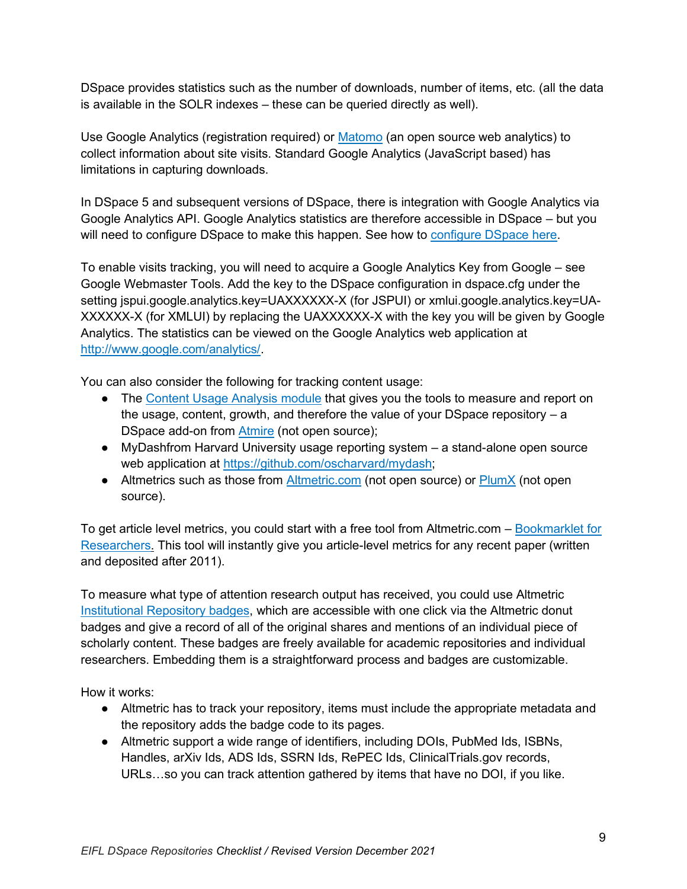DSpace provides statistics such as the number of downloads, number of items, etc. (all the data is available in the SOLR indexes – these can be queried directly as well).

Use Google Analytics (registration required) or [Matomo](#) (an open source web analytics) to collect information about site visits. Standard Google Analytics (JavaScript based) has limitations in capturing downloads.

In DSpace 5 and subsequent versions of DSpace, there is integration with Google Analytics via Google Analytics API. Google Analytics statistics are therefore accessible in DSpace – but you will need to configure DSpace to make this happen. See how to [configure DSpace here](#).

To enable visits tracking, you will need to acquire a Google Analytics Key from Google – see Google Webmaster Tools. Add the key to the DSpace configuration in dspace.cfg under the setting jspui.google.analytics.key=UAXXXXXXX-X (for JSPUI) or xmlui.google.analytics.key=UA-XXXXXX-X (for XMLUI) by replacing the UAXXXXXXX-X with the key you will be given by Google Analytics. The statistics can be viewed on the Google Analytics web application at [http://www.google.com/analytics/](http://www.google.com/analytics/).

You can also consider the following for tracking content usage:

- The [Content Usage Analysis module](#) that gives you the tools to measure and report on the usage, content, growth, and therefore the value of your DSpace repository – a DSpace add-on from [Atmire](#) (not open source);
- MyDashfrom Harvard University usage reporting system – a stand-alone open source web application at [https://github.com/oscharvard/mydash](https://github.com/oscharvard/mydash);
- Altmetrics such as those from [Altmetric.com](#) (not open source) or [PlumX](#) (not open source).

To get article level metrics, you could start with a free tool from Altmetric.com – [Bookmarklet for Researchers.](#) This tool will instantly give you article-level metrics for any recent paper (written and deposited after 2011).

To measure what type of attention research output has received, you could use Altmetric [Institutional Repository badges](#), which are accessible with one click via the Altmetric donut badges and give a record of all of the original shares and mentions of an individual piece of scholarly content. These badges are freely available for academic repositories and individual researchers. Embedding them is a straightforward process and badges are customizable.

How it works:

- Altmetric has to track your repository, items must include the appropriate metadata and the repository adds the badge code to its pages.
- Altmetric support a wide range of identifiers, including DOIs, PubMed Ids, ISBNs, Handles, arXiv Ids, ADS Ids, SSRN Ids, RePEC Ids, ClinicalTrials.gov records, URLs…so you can track attention gathered by items that have no DOI, if you like.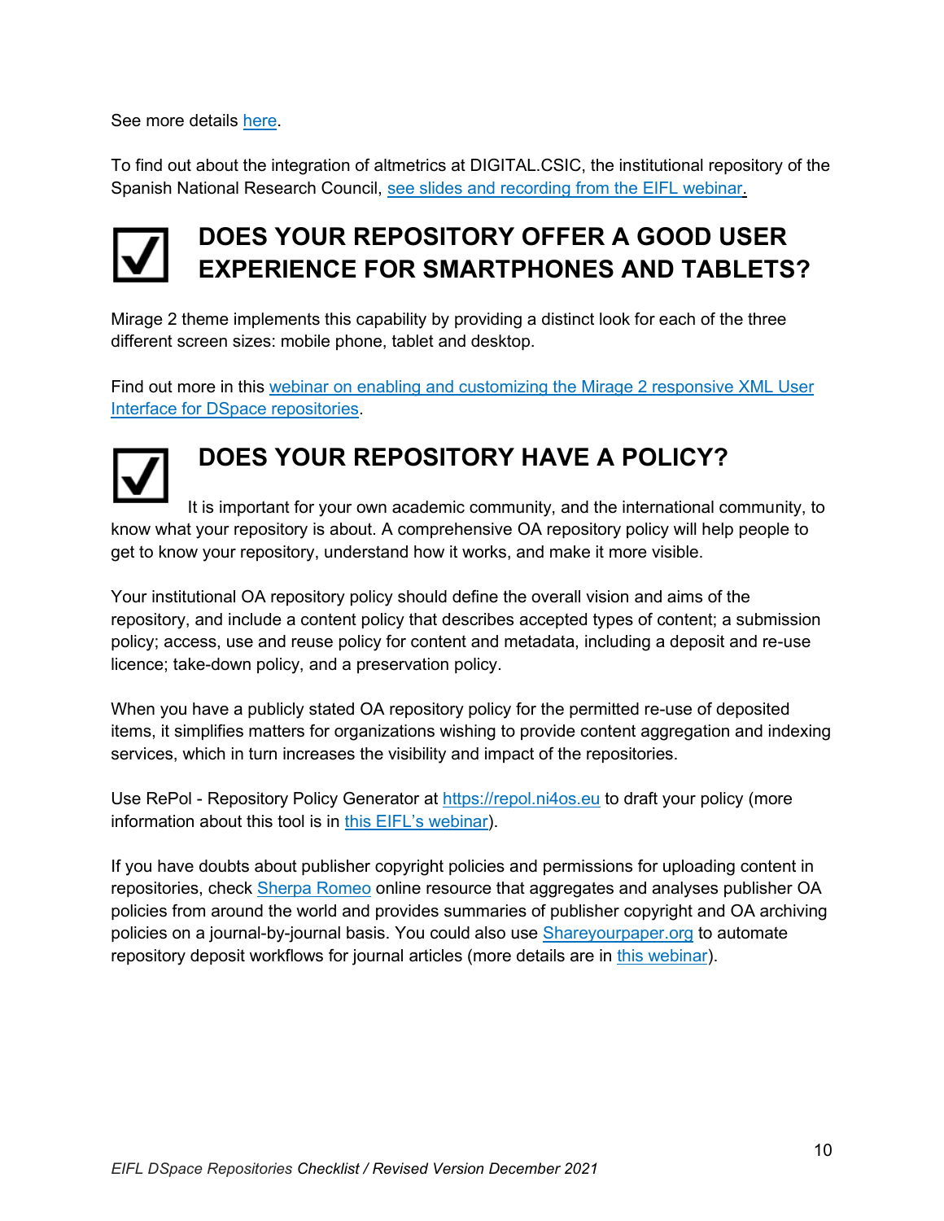See more details here.

To find out about the integration of altmetrics at DIGITAL.CSIC, the institutional repository of the Spanish National Research Council, see slides and recording from the EIFL webinar.

## ☑ DOES YOUR REPOSITORY OFFER A GOOD USER EXPERIENCE FOR SMARTPHONES AND TABLETS?

Mirage 2 theme implements this capability by providing a distinct look for each of the three different screen sizes: mobile phone, tablet and desktop.

Find out more in this webinar on enabling and customizing the Mirage 2 responsive XML User Interface for DSpace repositories.

## ☑ DOES YOUR REPOSITORY HAVE A POLICY?

It is important for your own academic community, and the international community, to know what your repository is about. A comprehensive OA repository policy will help people to get to know your repository, understand how it works, and make it more visible.

Your institutional OA repository policy should define the overall vision and aims of the repository, and include a content policy that describes accepted types of content; a submission policy; access, use and reuse policy for content and metadata, including a deposit and re-use licence; take-down policy, and a preservation policy.

When you have a publicly stated OA repository policy for the permitted re-use of deposited items, it simplifies matters for organizations wishing to provide content aggregation and indexing services, which in turn increases the visibility and impact of the repositories.

Use RePol - Repository Policy Generator at https://repol.ni4os.eu to draft your policy (more information about this tool is in this EIFL's webinar).

If you have doubts about publisher copyright policies and permissions for uploading content in repositories, check Sherpa Romeo online resource that aggregates and analyses publisher OA policies from around the world and provides summaries of publisher copyright and OA archiving policies on a journal-by-journal basis. You could also use Shareyourpaper.org to automate repository deposit workflows for journal articles (more details are in this webinar).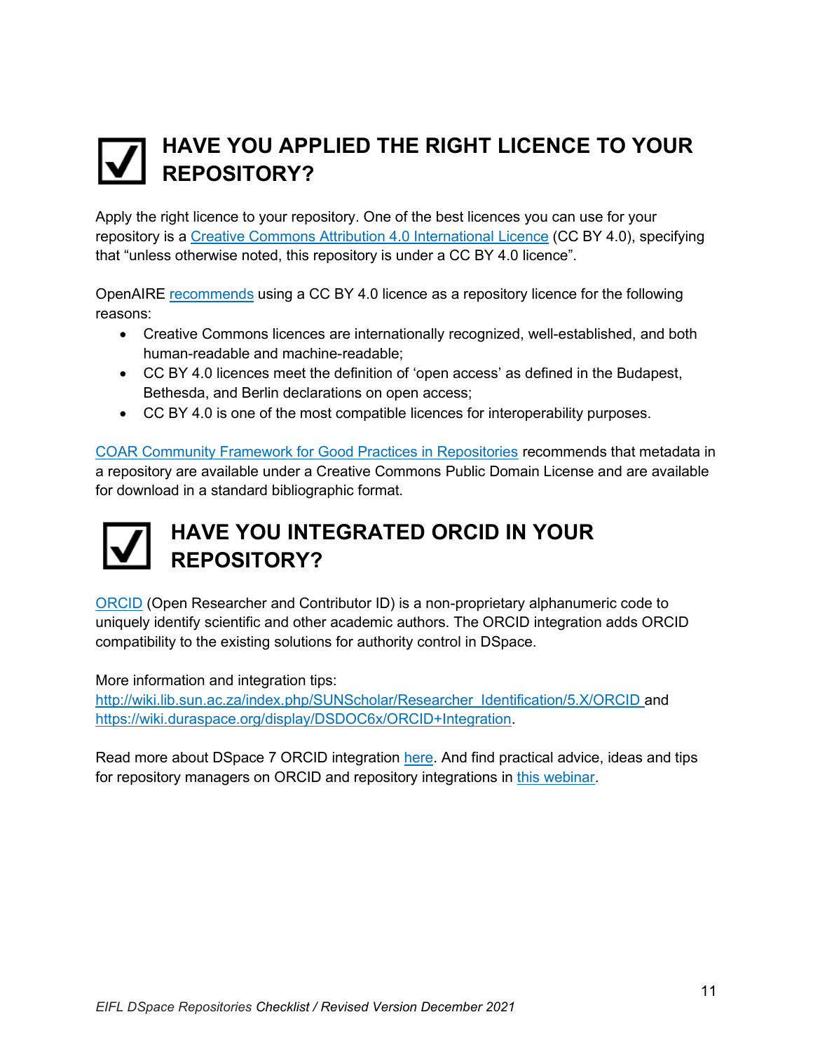## ☑ HAVE YOU APPLIED THE RIGHT LICENCE TO YOUR REPOSITORY?

Apply the right licence to your repository. One of the best licences you can use for your repository is a [Creative Commons Attribution 4.0 International Licence]() (CC BY 4.0), specifying that "unless otherwise noted, this repository is under a CC BY 4.0 licence".

OpenAIRE [recommends]() using a CC BY 4.0 licence as a repository licence for the following reasons:

- Creative Commons licences are internationally recognized, well-established, and both human-readable and machine-readable;
- CC BY 4.0 licences meet the definition of 'open access' as defined in the Budapest, Bethesda, and Berlin declarations on open access;
- CC BY 4.0 is one of the most compatible licences for interoperability purposes.

[COAR Community Framework for Good Practices in Repositories]() recommends that metadata in a repository are available under a Creative Commons Public Domain License and are available for download in a standard bibliographic format.

## ☑ HAVE YOU INTEGRATED ORCID IN YOUR REPOSITORY?

[ORCID]() (Open Researcher and Contributor ID) is a non-proprietary alphanumeric code to uniquely identify scientific and other academic authors. The ORCID integration adds ORCID compatibility to the existing solutions for authority control in DSpace.

More information and integration tips:
http://wiki.lib.sun.ac.za/index.php/SUNScholar/Researcher_Identification/5.X/ORCID and https://wiki.duraspace.org/display/DSDOC6x/ORCID+Integration.

Read more about DSpace 7 ORCID integration [here](). And find practical advice, ideas and tips for repository managers on ORCID and repository integrations in [this webinar]().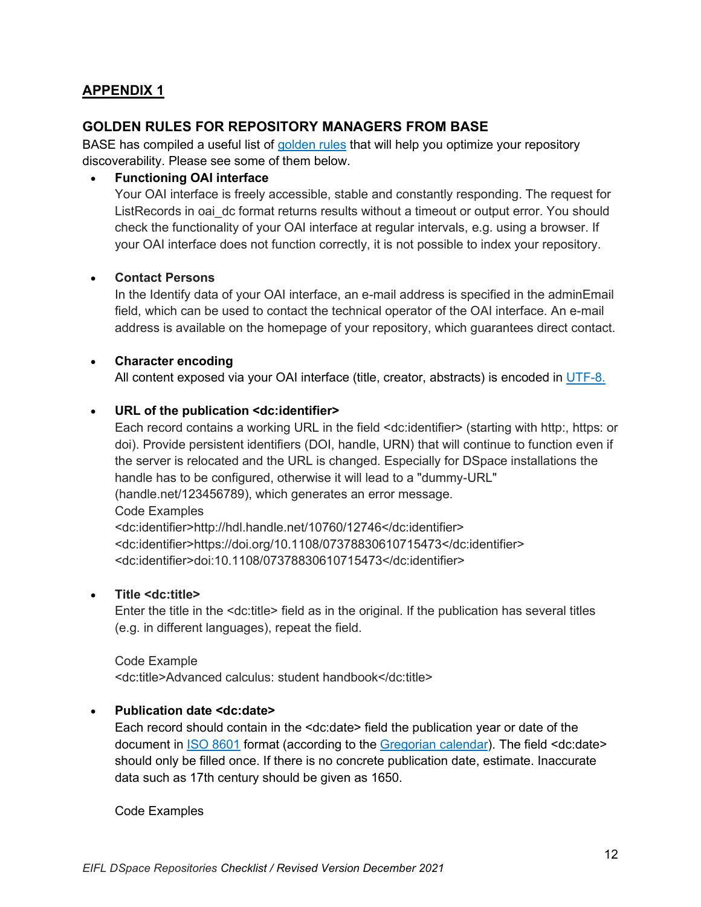## APPENDIX 1

### GOLDEN RULES FOR REPOSITORY MANAGERS FROM BASE

BASE has compiled a useful list of golden rules that will help you optimize your repository discoverability. Please see some of them below.

- **Functioning OAI interface**
  Your OAI interface is freely accessible, stable and constantly responding. The request for ListRecords in oai_dc format returns results without a timeout or output error. You should check the functionality of your OAI interface at regular intervals, e.g. using a browser. If your OAI interface does not function correctly, it is not possible to index your repository.

- **Contact Persons**
  In the Identify data of your OAI interface, an e-mail address is specified in the adminEmail field, which can be used to contact the technical operator of the OAI interface. An e-mail address is available on the homepage of your repository, which guarantees direct contact.

- **Character encoding**
  All content exposed via your OAI interface (title, creator, abstracts) is encoded in UTF-8.

- **URL of the publication <dc:identifier>**
  Each record contains a working URL in the field <dc:identifier> (starting with http:, https: or doi). Provide persistent identifiers (DOI, handle, URN) that will continue to function even if the server is relocated and the URL is changed. Especially for DSpace installations the handle has to be configured, otherwise it will lead to a "dummy-URL" (handle.net/123456789), which generates an error message.
  Code Examples

  ```
  <dc:identifier>http://hdl.handle.net/10760/12746</dc:identifier>
  <dc:identifier>https://doi.org/10.1108/07378830610715473</dc:identifier>
  <dc:identifier>doi:10.1108/07378830610715473</dc:identifier>
  ```

- **Title <dc:title>**
  Enter the title in the <dc:title> field as in the original. If the publication has several titles (e.g. in different languages), repeat the field.

  Code Example

  ```
  <dc:title>Advanced calculus: student handbook</dc:title>
  ```

- **Publication date <dc:date>**
  Each record should contain in the <dc:date> field the publication year or date of the document in ISO 8601 format (according to the Gregorian calendar). The field <dc:date> should only be filled once. If there is no concrete publication date, estimate. Inaccurate data such as 17th century should be given as 1650.

  Code Examples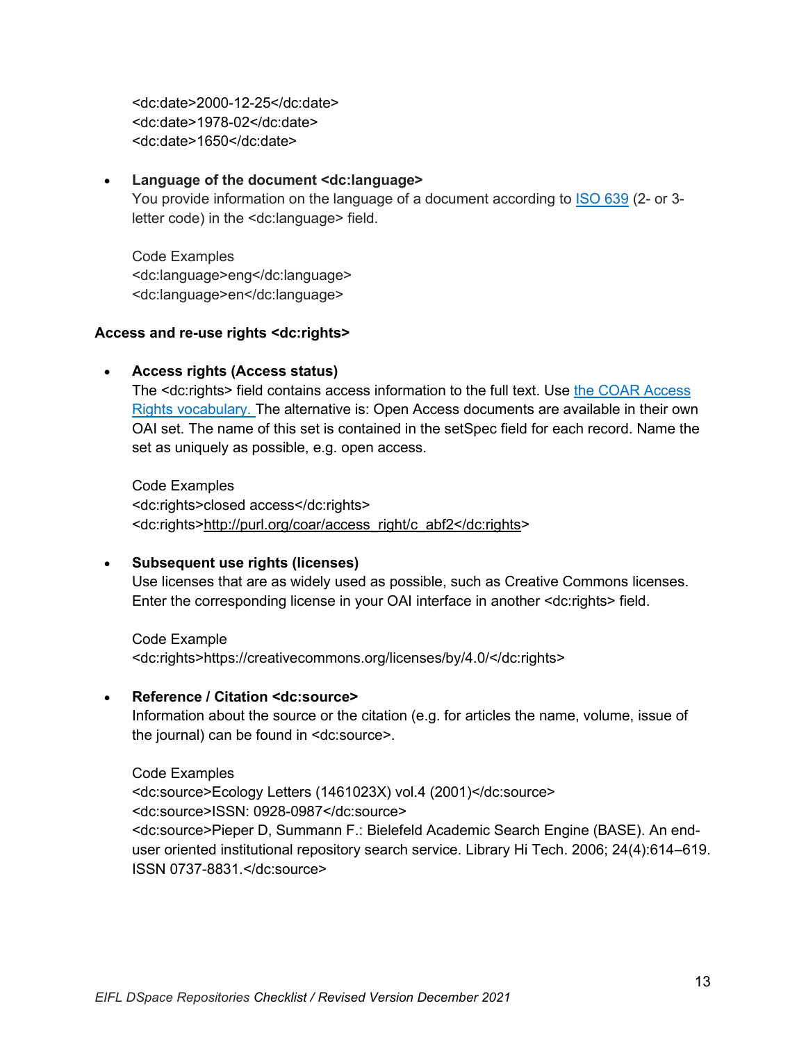```
<dc:date>2000-12-25</dc:date>
<dc:date>1978-02</dc:date>
<dc:date>1650</dc:date>
```

- **Language of the document <dc:language>**
  You provide information on the language of a document according to [ISO 639]() (2- or 3-letter code) in the <dc:language> field.

  Code Examples
  ```
  <dc:language>eng</dc:language>
  <dc:language>en</dc:language>
  ```

**Access and re-use rights <dc:rights>**

- **Access rights (Access status)**
  The <dc:rights> field contains access information to the full text. Use [the COAR Access Rights vocabulary.]() The alternative is: Open Access documents are available in their own OAI set. The name of this set is contained in the setSpec field for each record. Name the set as uniquely as possible, e.g. open access.

  Code Examples
  ```
  <dc:rights>closed access</dc:rights>
  <dc:rights>http://purl.org/coar/access_right/c_abf2</dc:rights>
  ```

- **Subsequent use rights (licenses)**
  Use licenses that are as widely used as possible, such as Creative Commons licenses. Enter the corresponding license in your OAI interface in another <dc:rights> field.

  Code Example
  ```
  <dc:rights>https://creativecommons.org/licenses/by/4.0/</dc:rights>
  ```

- **Reference / Citation <dc:source>**
  Information about the source or the citation (e.g. for articles the name, volume, issue of the journal) can be found in <dc:source>.

  Code Examples
  ```
  <dc:source>Ecology Letters (1461023X) vol.4 (2001)</dc:source>
  <dc:source>ISSN: 0928-0987</dc:source>
  <dc:source>Pieper D, Summann F.: Bielefeld Academic Search Engine (BASE). An end-user oriented institutional repository search service. Library Hi Tech. 2006; 24(4):614–619. ISSN 0737-8831.</dc:source>
  ```